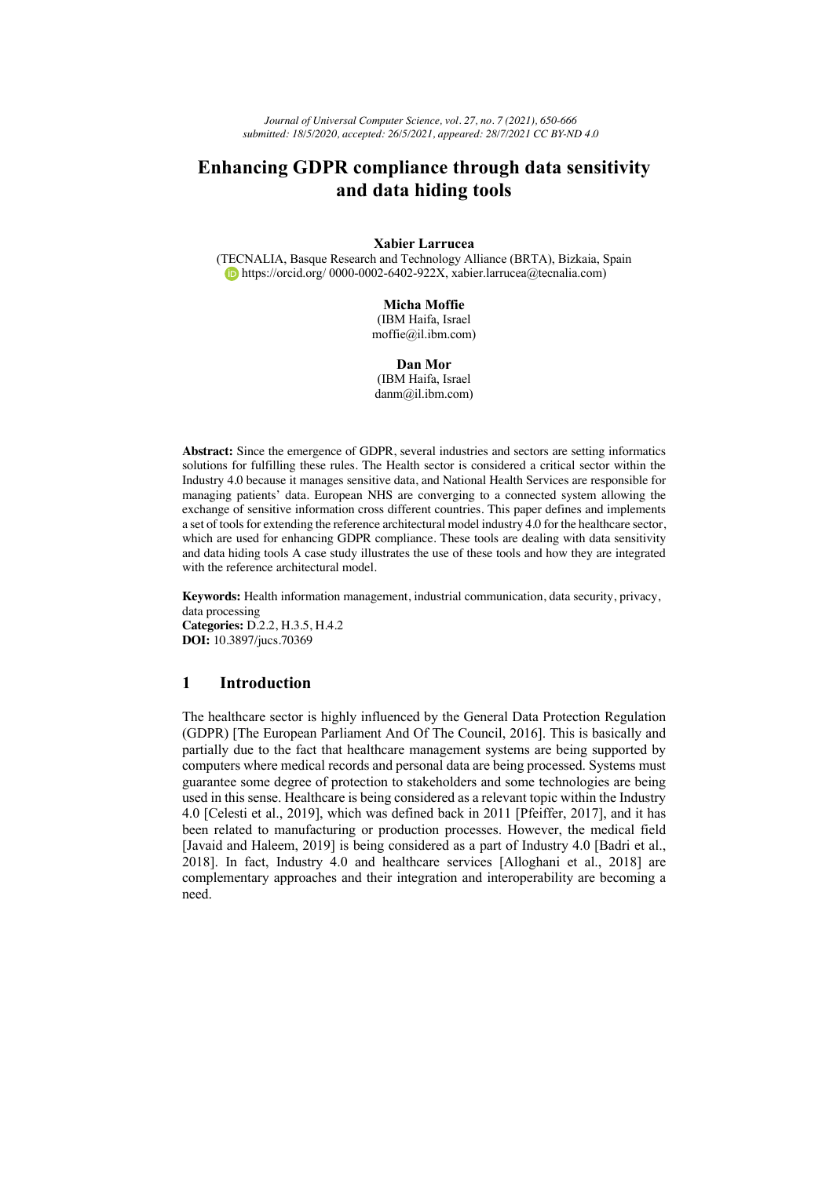# Enhancing GDPR compliance through data sensitivity and data hiding tools

**Xabier Larrucea**
(TECNALIA, Basque Research and Technology Alliance (BRTA), Bizkaia, Spain
https://orcid.org/ 0000-0002-6402-922X, xabier.larrucea@tecnalia.com)

**Micha Moffie**
(IBM Haifa, Israel
moffie@il.ibm.com)

**Dan Mor**
(IBM Haifa, Israel
danm@il.ibm.com)

**Abstract:** Since the emergence of GDPR, several industries and sectors are setting informatics solutions for fulfilling these rules. The Health sector is considered a critical sector within the Industry 4.0 because it manages sensitive data, and National Health Services are responsible for managing patients' data. European NHS are converging to a connected system allowing the exchange of sensitive information cross different countries. This paper defines and implements a set of tools for extending the reference architectural model industry 4.0 for the healthcare sector, which are used for enhancing GDPR compliance. These tools are dealing with data sensitivity and data hiding tools A case study illustrates the use of these tools and how they are integrated with the reference architectural model.

**Keywords:** Health information management, industrial communication, data security, privacy, data processing
**Categories:** D.2.2, H.3.5, H.4.2
**DOI:** 10.3897/jucs.70369

## 1 Introduction

The healthcare sector is highly influenced by the General Data Protection Regulation (GDPR) [The European Parliament And Of The Council, 2016]. This is basically and partially due to the fact that healthcare management systems are being supported by computers where medical records and personal data are being processed. Systems must guarantee some degree of protection to stakeholders and some technologies are being used in this sense. Healthcare is being considered as a relevant topic within the Industry 4.0 [Celesti et al., 2019], which was defined back in 2011 [Pfeiffer, 2017], and it has been related to manufacturing or production processes. However, the medical field [Javaid and Haleem, 2019] is being considered as a part of Industry 4.0 [Badri et al., 2018]. In fact, Industry 4.0 and healthcare services [Alloghani et al., 2018] are complementary approaches and their integration and interoperability are becoming a need.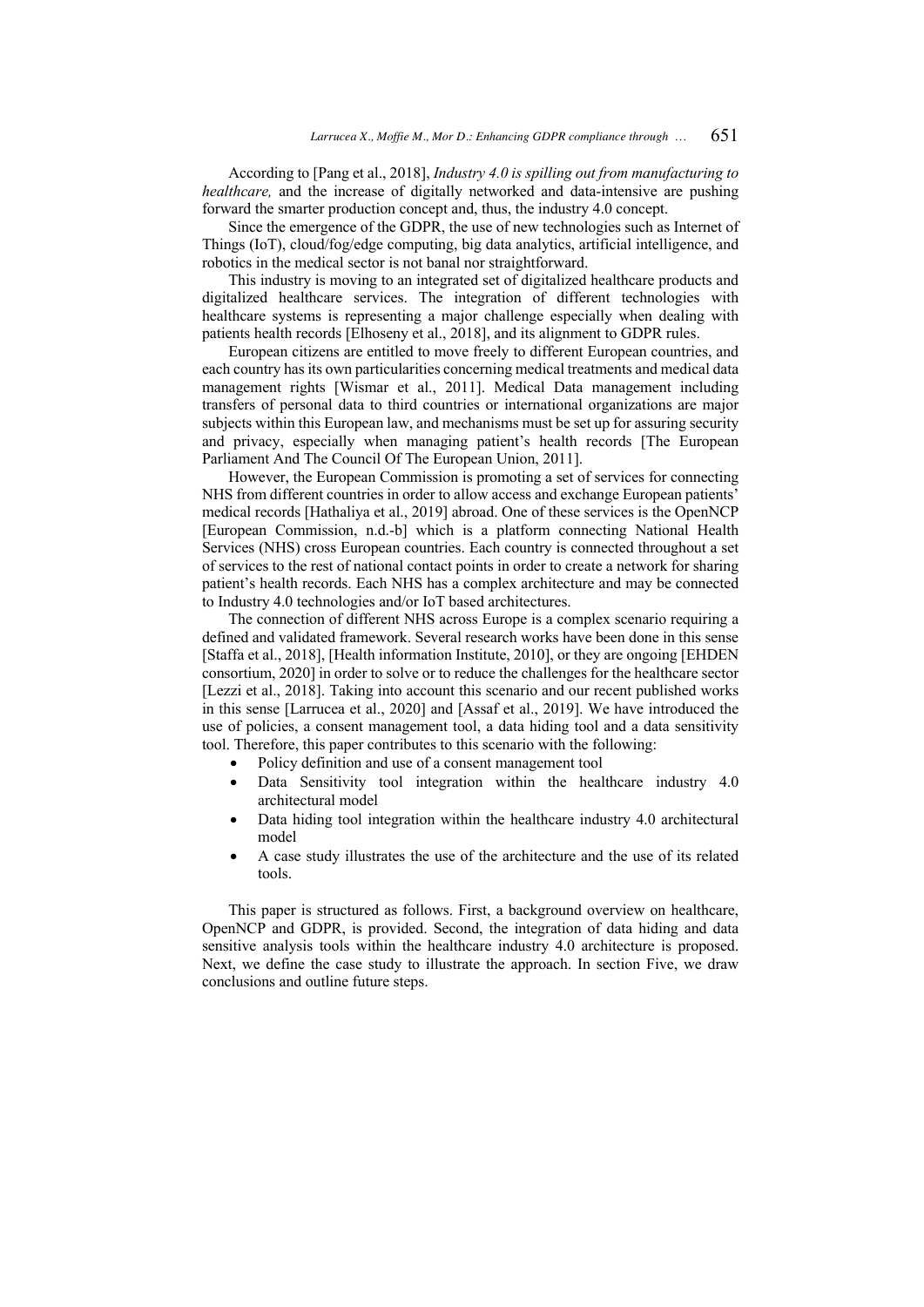According to [Pang et al., 2018], *Industry 4.0 is spilling out from manufacturing to healthcare,* and the increase of digitally networked and data-intensive are pushing forward the smarter production concept and, thus, the industry 4.0 concept.

Since the emergence of the GDPR, the use of new technologies such as Internet of Things (IoT), cloud/fog/edge computing, big data analytics, artificial intelligence, and robotics in the medical sector is not banal nor straightforward.

This industry is moving to an integrated set of digitalized healthcare products and digitalized healthcare services. The integration of different technologies with healthcare systems is representing a major challenge especially when dealing with patients health records [Elhoseny et al., 2018], and its alignment to GDPR rules.

European citizens are entitled to move freely to different European countries, and each country has its own particularities concerning medical treatments and medical data management rights [Wismar et al., 2011]. Medical Data management including transfers of personal data to third countries or international organizations are major subjects within this European law, and mechanisms must be set up for assuring security and privacy, especially when managing patient's health records [The European Parliament And The Council Of The European Union, 2011].

However, the European Commission is promoting a set of services for connecting NHS from different countries in order to allow access and exchange European patients' medical records [Hathaliya et al., 2019] abroad. One of these services is the OpenNCP [European Commission, n.d.-b] which is a platform connecting National Health Services (NHS) cross European countries. Each country is connected throughout a set of services to the rest of national contact points in order to create a network for sharing patient's health records. Each NHS has a complex architecture and may be connected to Industry 4.0 technologies and/or IoT based architectures.

The connection of different NHS across Europe is a complex scenario requiring a defined and validated framework. Several research works have been done in this sense [Staffa et al., 2018], [Health information Institute, 2010], or they are ongoing [EHDEN consortium, 2020] in order to solve or to reduce the challenges for the healthcare sector [Lezzi et al., 2018]. Taking into account this scenario and our recent published works in this sense [Larrucea et al., 2020] and [Assaf et al., 2019]. We have introduced the use of policies, a consent management tool, a data hiding tool and a data sensitivity tool. Therefore, this paper contributes to this scenario with the following:

- Policy definition and use of a consent management tool
- Data Sensitivity tool integration within the healthcare industry 4.0 architectural model
- Data hiding tool integration within the healthcare industry 4.0 architectural model
- A case study illustrates the use of the architecture and the use of its related tools.

This paper is structured as follows. First, a background overview on healthcare, OpenNCP and GDPR, is provided. Second, the integration of data hiding and data sensitive analysis tools within the healthcare industry 4.0 architecture is proposed. Next, we define the case study to illustrate the approach. In section Five, we draw conclusions and outline future steps.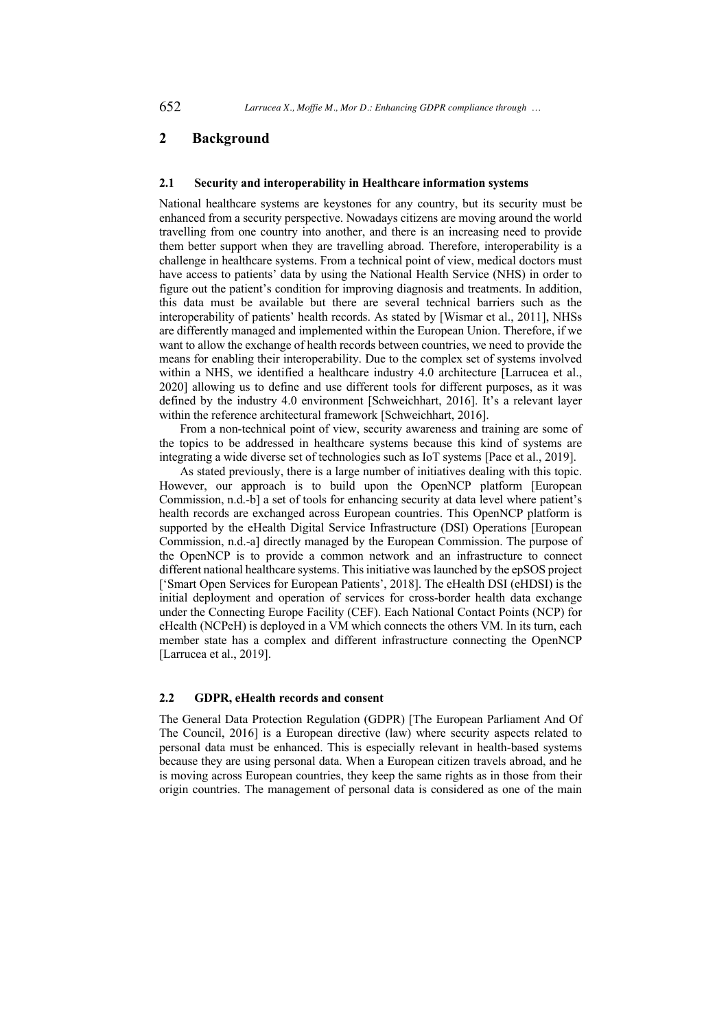## 2 Background

### 2.1 Security and interoperability in Healthcare information systems

National healthcare systems are keystones for any country, but its security must be enhanced from a security perspective. Nowadays citizens are moving around the world travelling from one country into another, and there is an increasing need to provide them better support when they are travelling abroad. Therefore, interoperability is a challenge in healthcare systems. From a technical point of view, medical doctors must have access to patients' data by using the National Health Service (NHS) in order to figure out the patient's condition for improving diagnosis and treatments. In addition, this data must be available but there are several technical barriers such as the interoperability of patients' health records. As stated by [Wismar et al., 2011], NHSs are differently managed and implemented within the European Union. Therefore, if we want to allow the exchange of health records between countries, we need to provide the means for enabling their interoperability. Due to the complex set of systems involved within a NHS, we identified a healthcare industry 4.0 architecture [Larrucea et al., 2020] allowing us to define and use different tools for different purposes, as it was defined by the industry 4.0 environment [Schweichhart, 2016]. It's a relevant layer within the reference architectural framework [Schweichhart, 2016].

From a non-technical point of view, security awareness and training are some of the topics to be addressed in healthcare systems because this kind of systems are integrating a wide diverse set of technologies such as IoT systems [Pace et al., 2019].

As stated previously, there is a large number of initiatives dealing with this topic. However, our approach is to build upon the OpenNCP platform [European Commission, n.d.-b] a set of tools for enhancing security at data level where patient's health records are exchanged across European countries. This OpenNCP platform is supported by the eHealth Digital Service Infrastructure (DSI) Operations [European Commission, n.d.-a] directly managed by the European Commission. The purpose of the OpenNCP is to provide a common network and an infrastructure to connect different national healthcare systems. This initiative was launched by the epSOS project ['Smart Open Services for European Patients', 2018]. The eHealth DSI (eHDSI) is the initial deployment and operation of services for cross-border health data exchange under the Connecting Europe Facility (CEF). Each National Contact Points (NCP) for eHealth (NCPeH) is deployed in a VM which connects the others VM. In its turn, each member state has a complex and different infrastructure connecting the OpenNCP [Larrucea et al., 2019].

### 2.2 GDPR, eHealth records and consent

The General Data Protection Regulation (GDPR) [The European Parliament And Of The Council, 2016] is a European directive (law) where security aspects related to personal data must be enhanced. This is especially relevant in health-based systems because they are using personal data. When a European citizen travels abroad, and he is moving across European countries, they keep the same rights as in those from their origin countries. The management of personal data is considered as one of the main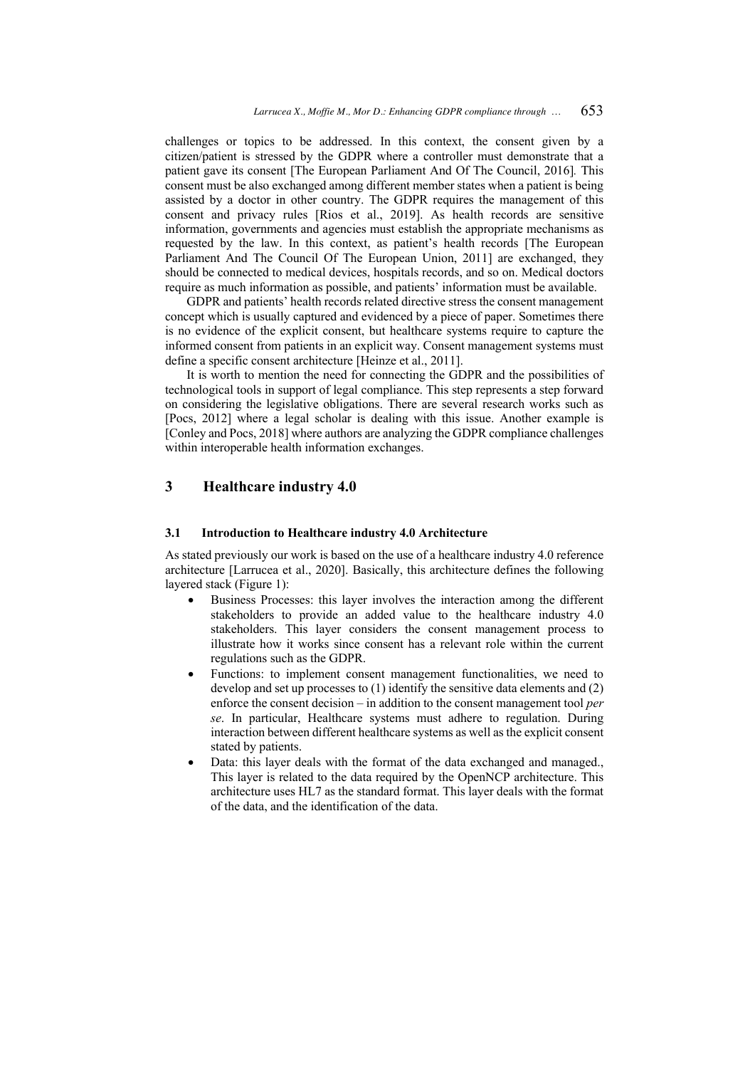challenges or topics to be addressed. In this context, the consent given by a citizen/patient is stressed by the GDPR where a controller must demonstrate that a patient gave its consent [The European Parliament And Of The Council, 2016]. This consent must be also exchanged among different member states when a patient is being assisted by a doctor in other country. The GDPR requires the management of this consent and privacy rules [Rios et al., 2019]. As health records are sensitive information, governments and agencies must establish the appropriate mechanisms as requested by the law. In this context, as patient's health records [The European Parliament And The Council Of The European Union, 2011] are exchanged, they should be connected to medical devices, hospitals records, and so on. Medical doctors require as much information as possible, and patients' information must be available.

GDPR and patients' health records related directive stress the consent management concept which is usually captured and evidenced by a piece of paper. Sometimes there is no evidence of the explicit consent, but healthcare systems require to capture the informed consent from patients in an explicit way. Consent management systems must define a specific consent architecture [Heinze et al., 2011].

It is worth to mention the need for connecting the GDPR and the possibilities of technological tools in support of legal compliance. This step represents a step forward on considering the legislative obligations. There are several research works such as [Pocs, 2012] where a legal scholar is dealing with this issue. Another example is [Conley and Pocs, 2018] where authors are analyzing the GDPR compliance challenges within interoperable health information exchanges.

# 3 Healthcare industry 4.0

## 3.1 Introduction to Healthcare industry 4.0 Architecture

As stated previously our work is based on the use of a healthcare industry 4.0 reference architecture [Larrucea et al., 2020]. Basically, this architecture defines the following layered stack (Figure 1):

- Business Processes: this layer involves the interaction among the different stakeholders to provide an added value to the healthcare industry 4.0 stakeholders. This layer considers the consent management process to illustrate how it works since consent has a relevant role within the current regulations such as the GDPR.
- Functions: to implement consent management functionalities, we need to develop and set up processes to (1) identify the sensitive data elements and (2) enforce the consent decision – in addition to the consent management tool *per se*. In particular, Healthcare systems must adhere to regulation. During interaction between different healthcare systems as well as the explicit consent stated by patients.
- Data: this layer deals with the format of the data exchanged and managed., This layer is related to the data required by the OpenNCP architecture. This architecture uses HL7 as the standard format. This layer deals with the format of the data, and the identification of the data.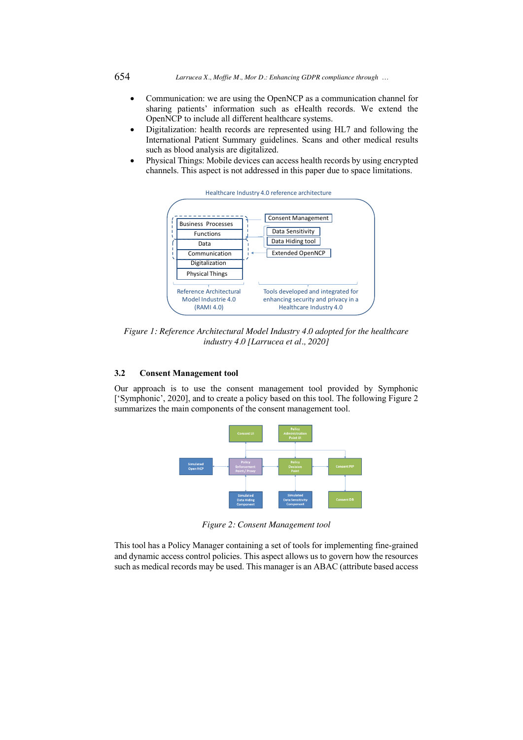- Communication: we are using the OpenNCP as a communication channel for sharing patients' information such as eHealth records. We extend the OpenNCP to include all different healthcare systems.
- Digitalization: health records are represented using HL7 and following the International Patient Summary guidelines. Scans and other medical results such as blood analysis are digitalized.
- Physical Things: Mobile devices can access health records by using encrypted channels. This aspect is not addressed in this paper due to space limitations.

*Figure 1: Reference Architectural Model Industry 4.0 adopted for the healthcare industry 4.0 [Larrucea et al., 2020]*

### 3.2 Consent Management tool

Our approach is to use the consent management tool provided by Symphonic ['Symphonic', 2020], and to create a policy based on this tool. The following Figure 2 summarizes the main components of the consent management tool.

*Figure 2: Consent Management tool*

This tool has a Policy Manager containing a set of tools for implementing fine-grained and dynamic access control policies. This aspect allows us to govern how the resources such as medical records may be used. This manager is an ABAC (attribute based access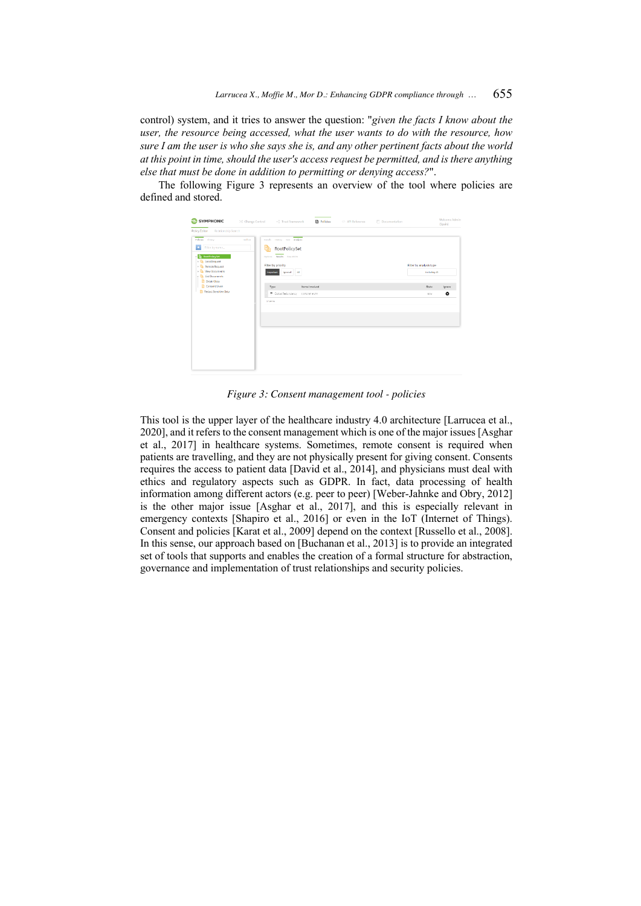control) system, and it tries to answer the question: "*given the facts I know about the user, the resource being accessed, what the user wants to do with the resource, how sure I am the user is who she says she is, and any other pertinent facts about the world at this point in time, should the user's access request be permitted, and is there anything else that must be done in addition to permitting or denying access?*".

The following Figure 3 represents an overview of the tool where policies are defined and stored.

*Figure 3: Consent management tool - policies*

This tool is the upper layer of the healthcare industry 4.0 architecture [Larrucea et al., 2020], and it refers to the consent management which is one of the major issues [Asghar et al., 2017] in healthcare systems. Sometimes, remote consent is required when patients are travelling, and they are not physically present for giving consent. Consents requires the access to patient data [David et al., 2014], and physicians must deal with ethics and regulatory aspects such as GDPR. In fact, data processing of health information among different actors (e.g. peer to peer) [Weber-Jahnke and Obry, 2012] is the other major issue [Asghar et al., 2017], and this is especially relevant in emergency contexts [Shapiro et al., 2016] or even in the IoT (Internet of Things). Consent and policies [Karat et al., 2009] depend on the context [Russello et al., 2008]. In this sense, our approach based on [Buchanan et al., 2013] is to provide an integrated set of tools that supports and enables the creation of a formal structure for abstraction, governance and implementation of trust relationships and security policies.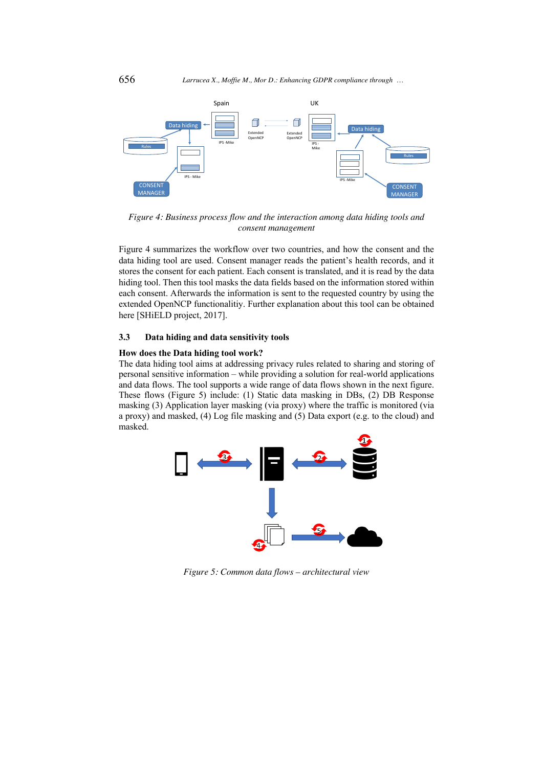*Figure 4: Business process flow and the interaction among data hiding tools and consent management*

Figure 4 summarizes the workflow over two countries, and how the consent and the data hiding tool are used. Consent manager reads the patient's health records, and it stores the consent for each patient. Each consent is translated, and it is read by the data hiding tool. Then this tool masks the data fields based on the information stored within each consent. Afterwards the information is sent to the requested country by using the extended OpenNCP functionalitiy. Further explanation about this tool can be obtained here [SHiELD project, 2017].

### 3.3 Data hiding and data sensitivity tools

**How does the Data hiding tool work?**

The data hiding tool aims at addressing privacy rules related to sharing and storing of personal sensitive information – while providing a solution for real-world applications and data flows. The tool supports a wide range of data flows shown in the next figure. These flows (Figure 5) include: (1) Static data masking in DBs, (2) DB Response masking (3) Application layer masking (via proxy) where the traffic is monitored (via a proxy) and masked, (4) Log file masking and (5) Data export (e.g. to the cloud) and masked.

*Figure 5: Common data flows – architectural view*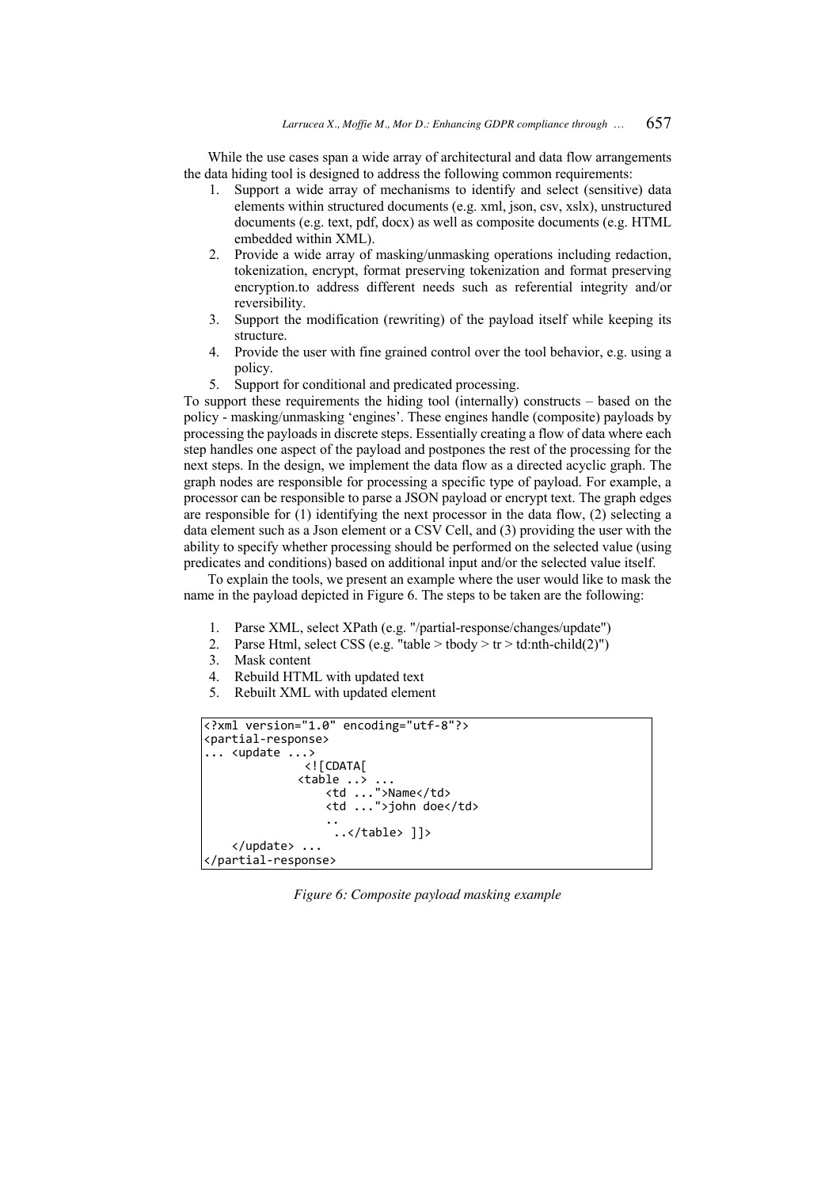While the use cases span a wide array of architectural and data flow arrangements the data hiding tool is designed to address the following common requirements:

1. Support a wide array of mechanisms to identify and select (sensitive) data elements within structured documents (e.g. xml, json, csv, xslx), unstructured documents (e.g. text, pdf, docx) as well as composite documents (e.g. HTML embedded within XML).
2. Provide a wide array of masking/unmasking operations including redaction, tokenization, encrypt, format preserving tokenization and format preserving encryption.to address different needs such as referential integrity and/or reversibility.
3. Support the modification (rewriting) of the payload itself while keeping its structure.
4. Provide the user with fine grained control over the tool behavior, e.g. using a policy.
5. Support for conditional and predicated processing.

To support these requirements the hiding tool (internally) constructs – based on the policy - masking/unmasking 'engines'. These engines handle (composite) payloads by processing the payloads in discrete steps. Essentially creating a flow of data where each step handles one aspect of the payload and postpones the rest of the processing for the next steps. In the design, we implement the data flow as a directed acyclic graph. The graph nodes are responsible for processing a specific type of payload. For example, a processor can be responsible to parse a JSON payload or encrypt text. The graph edges are responsible for (1) identifying the next processor in the data flow, (2) selecting a data element such as a Json element or a CSV Cell, and (3) providing the user with the ability to specify whether processing should be performed on the selected value (using predicates and conditions) based on additional input and/or the selected value itself.

To explain the tools, we present an example where the user would like to mask the name in the payload depicted in Figure 6. The steps to be taken are the following:

1. Parse XML, select XPath (e.g. "/partial-response/changes/update")
2. Parse Html, select CSS (e.g. "table > tbody > tr > td:nth-child(2)")
3. Mask content
4. Rebuild HTML with updated text
5. Rebuilt XML with updated element

```
<?xml version="1.0" encoding="utf-8"?>
<partial-response>
... <update ...>
              <![CDATA[
             <table ..> ...
                 <td ...">Name</td>
                 <td ...">john doe</td>
                 ..
                  ..</table> ]]>
    </update> ...
</partial-response>
```

*Figure 6: Composite payload masking example*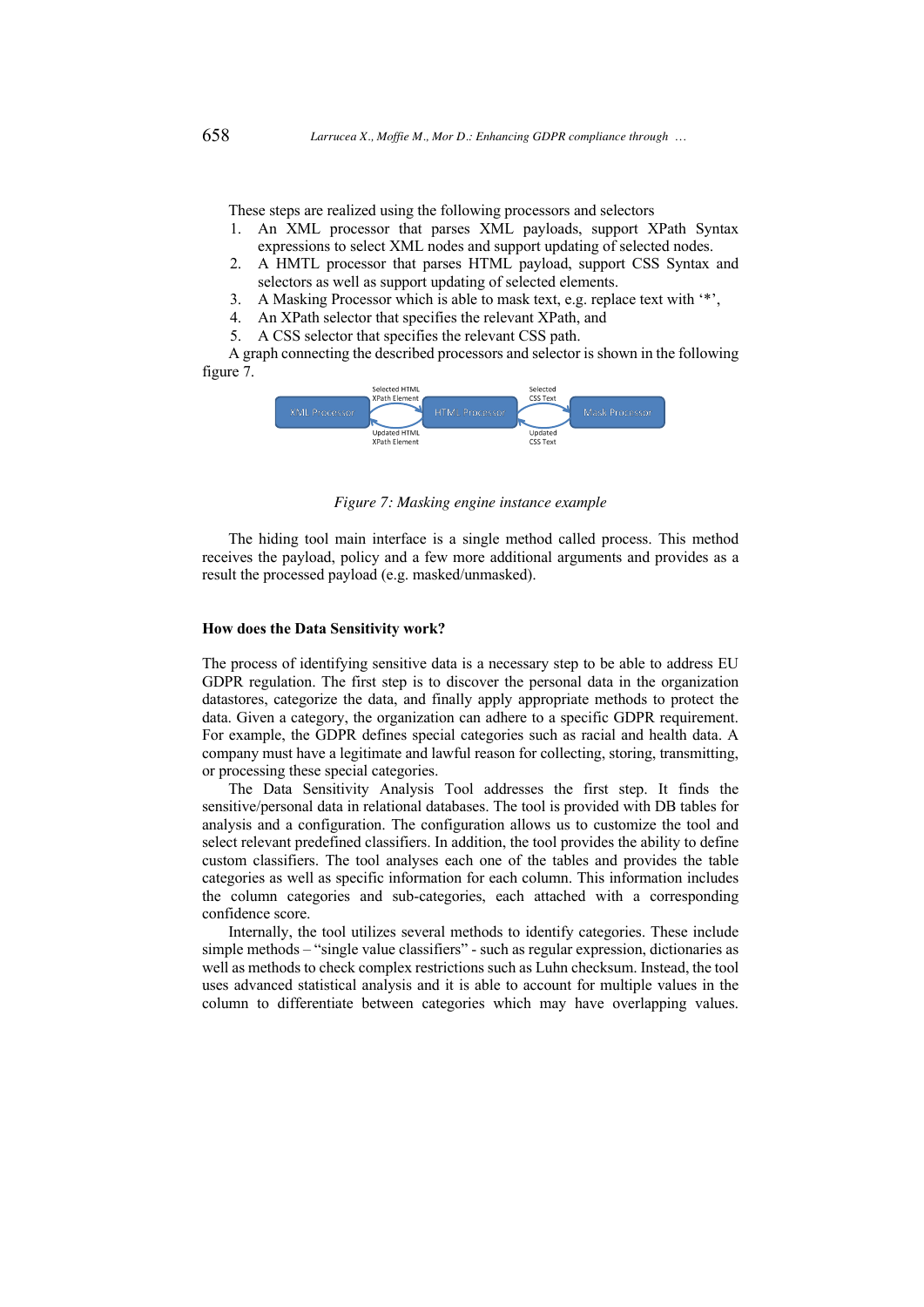These steps are realized using the following processors and selectors

1. An XML processor that parses XML payloads, support XPath Syntax expressions to select XML nodes and support updating of selected nodes.
2. A HMTL processor that parses HTML payload, support CSS Syntax and selectors as well as support updating of selected elements.
3. A Masking Processor which is able to mask text, e.g. replace text with '*',
4. An XPath selector that specifies the relevant XPath, and
5. A CSS selector that specifies the relevant CSS path.

A graph connecting the described processors and selector is shown in the following figure 7.

Figure 7: Masking engine instance example

The hiding tool main interface is a single method called process. This method receives the payload, policy and a few more additional arguments and provides as a result the processed payload (e.g. masked/unmasked).

**How does the Data Sensitivity work?**

The process of identifying sensitive data is a necessary step to be able to address EU GDPR regulation. The first step is to discover the personal data in the organization datastores, categorize the data, and finally apply appropriate methods to protect the data. Given a category, the organization can adhere to a specific GDPR requirement. For example, the GDPR defines special categories such as racial and health data. A company must have a legitimate and lawful reason for collecting, storing, transmitting, or processing these special categories.

The Data Sensitivity Analysis Tool addresses the first step. It finds the sensitive/personal data in relational databases. The tool is provided with DB tables for analysis and a configuration. The configuration allows us to customize the tool and select relevant predefined classifiers. In addition, the tool provides the ability to define custom classifiers. The tool analyses each one of the tables and provides the table categories as well as specific information for each column. This information includes the column categories and sub-categories, each attached with a corresponding confidence score.

Internally, the tool utilizes several methods to identify categories. These include simple methods – "single value classifiers" - such as regular expression, dictionaries as well as methods to check complex restrictions such as Luhn checksum. Instead, the tool uses advanced statistical analysis and it is able to account for multiple values in the column to differentiate between categories which may have overlapping values.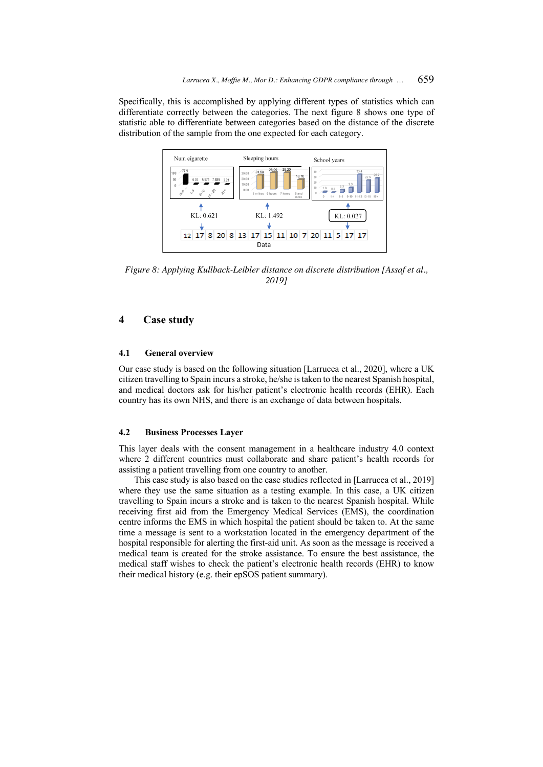Specifically, this is accomplished by applying different types of statistics which can differentiate correctly between the categories. The next figure 8 shows one type of statistic able to differentiate between categories based on the distance of the discrete distribution of the sample from the one expected for each category.

*Figure 8: Applying Kullback-Leibler distance on discrete distribution [Assaf et al., 2019]*

# 4 Case study

## 4.1 General overview

Our case study is based on the following situation [Larrucea et al., 2020], where a UK citizen travelling to Spain incurs a stroke, he/she is taken to the nearest Spanish hospital, and medical doctors ask for his/her patient's electronic health records (EHR). Each country has its own NHS, and there is an exchange of data between hospitals.

## 4.2 Business Processes Layer

This layer deals with the consent management in a healthcare industry 4.0 context where 2 different countries must collaborate and share patient's health records for assisting a patient travelling from one country to another.

This case study is also based on the case studies reflected in [Larrucea et al., 2019] where they use the same situation as a testing example. In this case, a UK citizen travelling to Spain incurs a stroke and is taken to the nearest Spanish hospital. While receiving first aid from the Emergency Medical Services (EMS), the coordination centre informs the EMS in which hospital the patient should be taken to. At the same time a message is sent to a workstation located in the emergency department of the hospital responsible for alerting the first-aid unit. As soon as the message is received a medical team is created for the stroke assistance. To ensure the best assistance, the medical staff wishes to check the patient's electronic health records (EHR) to know their medical history (e.g. their epSOS patient summary).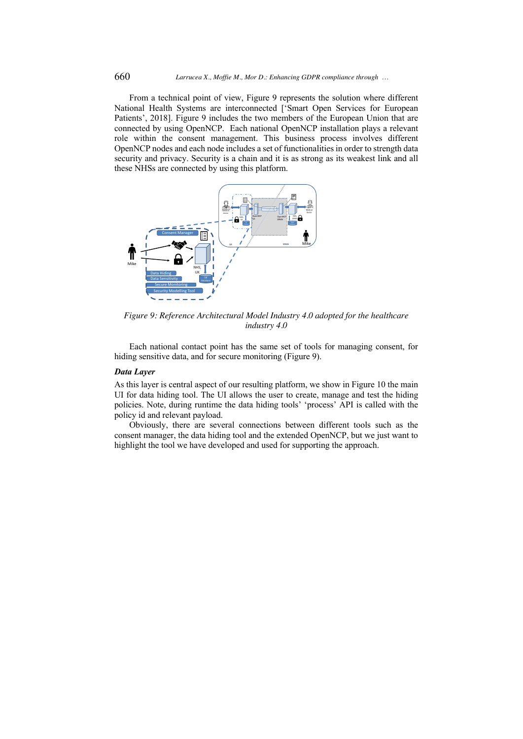From a technical point of view, Figure 9 represents the solution where different National Health Systems are interconnected ['Smart Open Services for European Patients', 2018]. Figure 9 includes the two members of the European Union that are connected by using OpenNCP. Each national OpenNCP installation plays a relevant role within the consent management. This business process involves different OpenNCP nodes and each node includes a set of functionalities in order to strength data security and privacy. Security is a chain and it is as strong as its weakest link and all these NHSs are connected by using this platform.

*Figure 9: Reference Architectural Model Industry 4.0 adopted for the healthcare industry 4.0*

Each national contact point has the same set of tools for managing consent, for hiding sensitive data, and for secure monitoring (Figure 9).

### *Data Layer*

As this layer is central aspect of our resulting platform, we show in Figure 10 the main UI for data hiding tool. The UI allows the user to create, manage and test the hiding policies. Note, during runtime the data hiding tools' 'process' API is called with the policy id and relevant payload.

Obviously, there are several connections between different tools such as the consent manager, the data hiding tool and the extended OpenNCP, but we just want to highlight the tool we have developed and used for supporting the approach.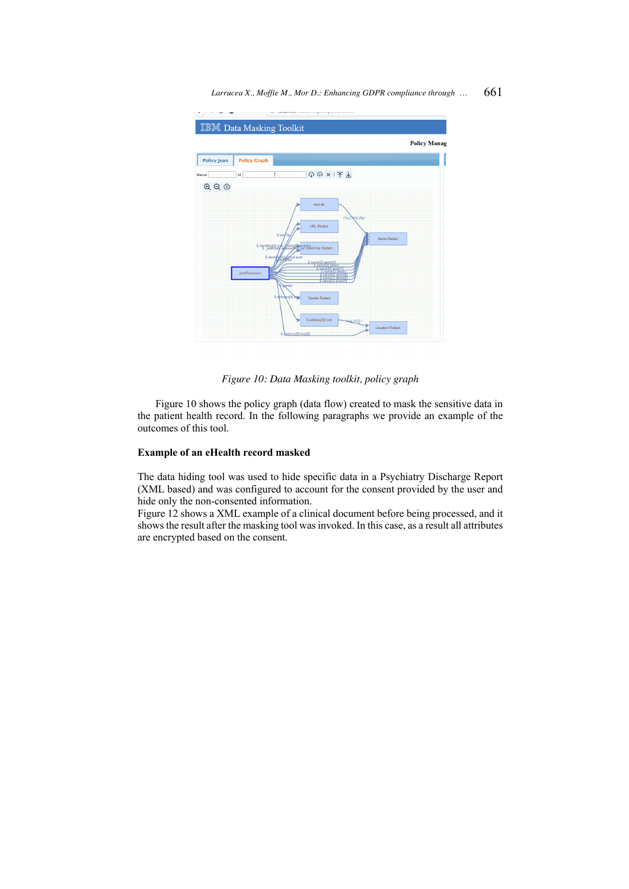*Figure 10: Data Masking toolkit, policy graph*

Figure 10 shows the policy graph (data flow) created to mask the sensitive data in the patient health record. In the following paragraphs we provide an example of the outcomes of this tool.

**Example of an eHealth record masked**

The data hiding tool was used to hide specific data in a Psychiatry Discharge Report (XML based) and was configured to account for the consent provided by the user and hide only the non-consented information.
Figure 12 shows a XML example of a clinical document before being processed, and it shows the result after the masking tool was invoked. In this case, as a result all attributes are encrypted based on the consent.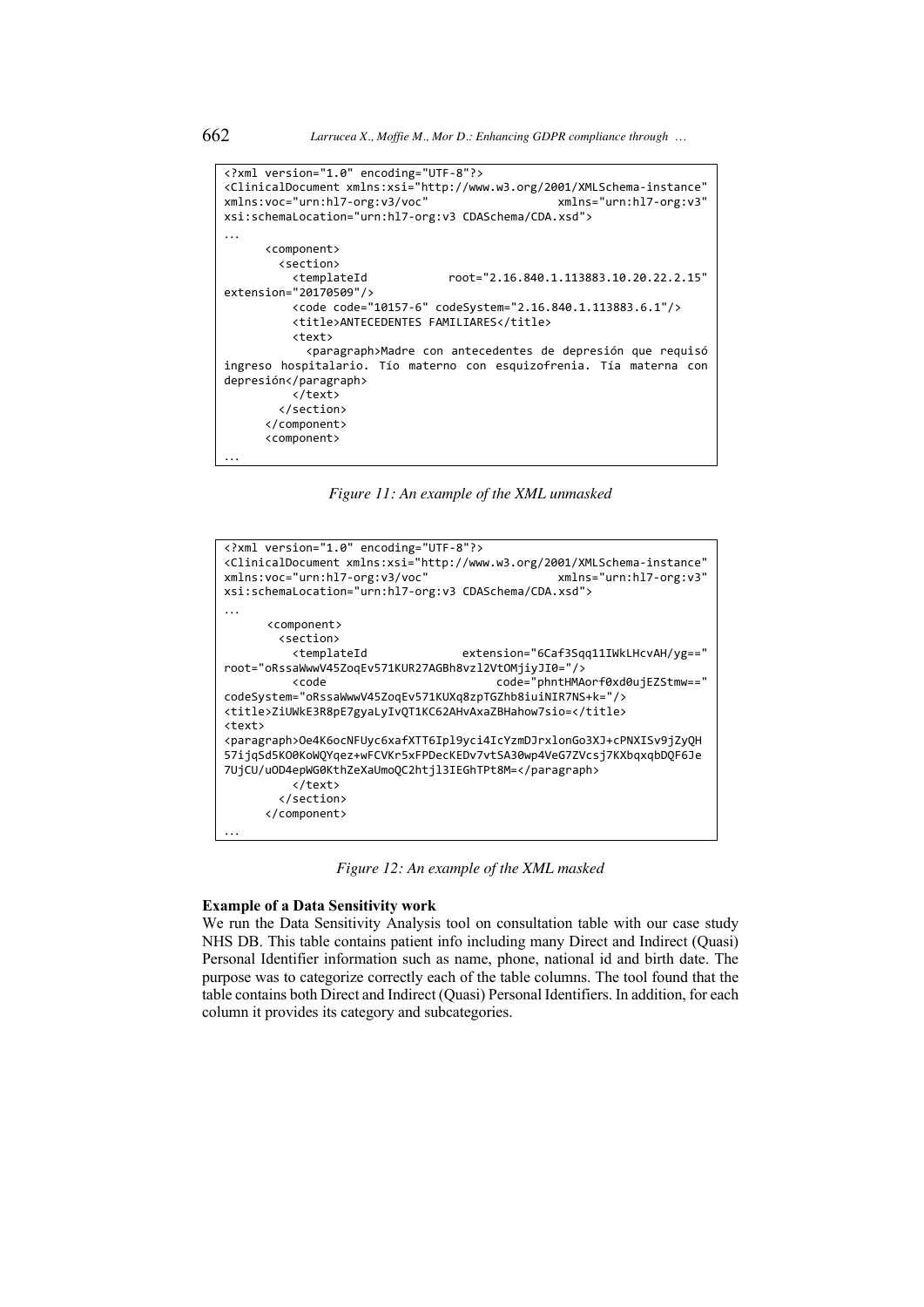```
<?xml version="1.0" encoding="UTF-8"?>
<ClinicalDocument xmlns:xsi="http://www.w3.org/2001/XMLSchema-instance"
xmlns:voc="urn:hl7-org:v3/voc"                  xmlns="urn:hl7-org:v3"
xsi:schemaLocation="urn:hl7-org:v3 CDASchema/CDA.xsd">
...
      <component>
        <section>
          <templateId            root="2.16.840.1.113883.10.20.22.2.15"
extension="20170509"/>
          <code code="10157-6" codeSystem="2.16.840.1.113883.6.1"/>
          <title>ANTECEDENTES FAMILIARES</title>
          <text>
            <paragraph>Madre con antecedentes de depresión que requisó
ingreso hospitalario. Tío materno con esquizofrenia. Tía materna con
depresión</paragraph>
          </text>
        </section>
      </component>
      <component>
...
```

*Figure 11: An example of the XML unmasked*

```
<?xml version="1.0" encoding="UTF-8"?>
<ClinicalDocument xmlns:xsi="http://www.w3.org/2001/XMLSchema-instance"
xmlns:voc="urn:hl7-org:v3/voc"                  xmlns="urn:hl7-org:v3"
xsi:schemaLocation="urn:hl7-org:v3 CDASchema/CDA.xsd">
...
       <component>
        <section>
          <templateId              extension="6Caf3Sqq11IWkLHcvAH/yg=="
root="oRssaWwwV45ZoqEv571KUR27AGBh8vzl2VtOMjiyJI0="/>
          <code                          code="phntHMAorf0xd0ujEZStmw=="
codeSystem="oRssaWwwV45ZoqEv571KUXq8zpTGZhb8iuiNIR7NS+k="/>
<title>ZiUWkE3R8pE7gyaLyIvQT1KC62AHvAxaZBHahow7sio=</title>
<text>
<paragraph>Oe4K6ocNFUyc6xafXTT6Ipl9yci4IcYzmDJrxlonGo3XJ+cPNXISv9jZyQH
57ijqSd5KO0KoWQYqez+wFCVKr5xFPDecKEDv7vtSA30wp4VeG7ZVcsj7KXbqxqbDQF6Je
7UjCU/uOD4epWG0KthZeXaUmoQC2htjl3IEGhTPt8M=</paragraph>
          </text>
        </section>
      </component>
...
```

*Figure 12: An example of the XML masked*

**Example of a Data Sensitivity work**

We run the Data Sensitivity Analysis tool on consultation table with our case study NHS DB. This table contains patient info including many Direct and Indirect (Quasi) Personal Identifier information such as name, phone, national id and birth date. The purpose was to categorize correctly each of the table columns. The tool found that the table contains both Direct and Indirect (Quasi) Personal Identifiers. In addition, for each column it provides its category and subcategories.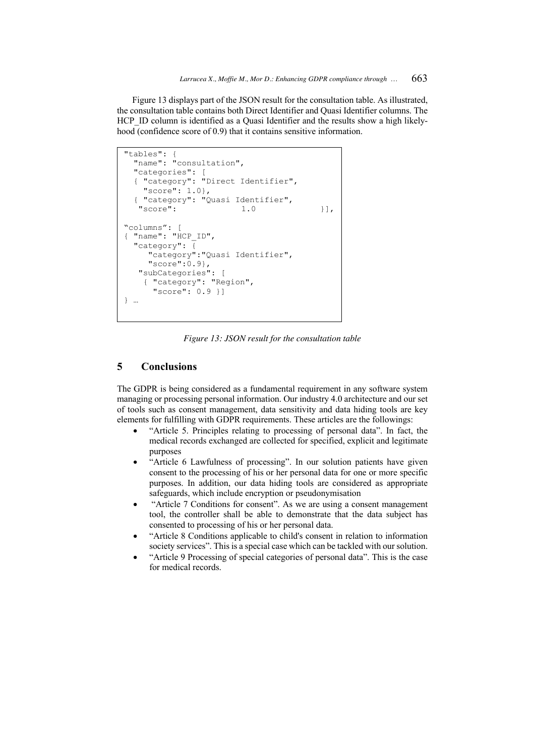Figure 13 displays part of the JSON result for the consultation table. As illustrated, the consultation table contains both Direct Identifier and Quasi Identifier columns. The HCP_ID column is identified as a Quasi Identifier and the results show a high likelyhood (confidence score of 0.9) that it contains sensitive information.

```
"tables": {
  "name": "consultation",
  "categories": [
  { "category": "Direct Identifier",
    "score": 1.0},
  { "category": "Quasi Identifier",
   "score":             1.0             }],

"columns": [
{ "name": "HCP_ID",
  "category": {
     "category":"Quasi Identifier",
     "score":0.9},
   "subCategories": [
    { "category": "Region",
      "score": 0.9 }]
} …
```

*Figure 13: JSON result for the consultation table*

## 5 Conclusions

The GDPR is being considered as a fundamental requirement in any software system managing or processing personal information. Our industry 4.0 architecture and our set of tools such as consent management, data sensitivity and data hiding tools are key elements for fulfilling with GDPR requirements. These articles are the followings:

- "Article 5. Principles relating to processing of personal data". In fact, the medical records exchanged are collected for specified, explicit and legitimate purposes
- "Article 6 Lawfulness of processing". In our solution patients have given consent to the processing of his or her personal data for one or more specific purposes. In addition, our data hiding tools are considered as appropriate safeguards, which include encryption or pseudonymisation
- "Article 7 Conditions for consent". As we are using a consent management tool, the controller shall be able to demonstrate that the data subject has consented to processing of his or her personal data.
- "Article 8 Conditions applicable to child's consent in relation to information society services". This is a special case which can be tackled with our solution.
- "Article 9 Processing of special categories of personal data". This is the case for medical records.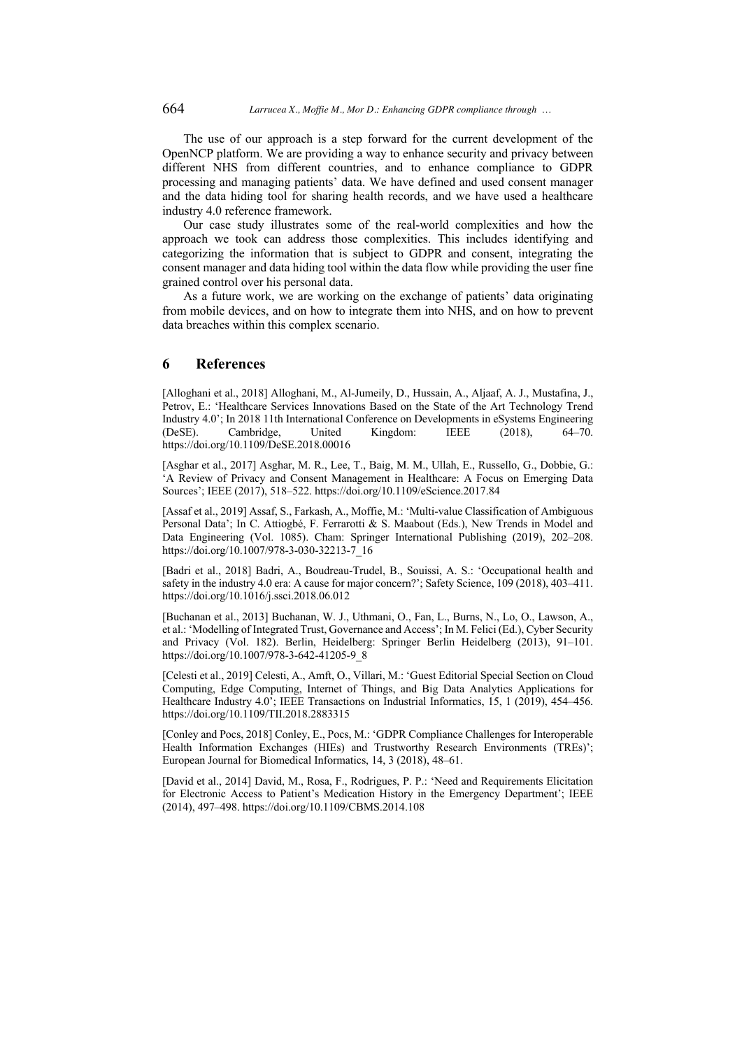The use of our approach is a step forward for the current development of the OpenNCP platform. We are providing a way to enhance security and privacy between different NHS from different countries, and to enhance compliance to GDPR processing and managing patients' data. We have defined and used consent manager and the data hiding tool for sharing health records, and we have used a healthcare industry 4.0 reference framework.

Our case study illustrates some of the real-world complexities and how the approach we took can address those complexities. This includes identifying and categorizing the information that is subject to GDPR and consent, integrating the consent manager and data hiding tool within the data flow while providing the user fine grained control over his personal data.

As a future work, we are working on the exchange of patients' data originating from mobile devices, and on how to integrate them into NHS, and on how to prevent data breaches within this complex scenario.

## 6 References

[Alloghani et al., 2018] Alloghani, M., Al-Jumeily, D., Hussain, A., Aljaaf, A. J., Mustafina, J., Petrov, E.: 'Healthcare Services Innovations Based on the State of the Art Technology Trend Industry 4.0'; In 2018 11th International Conference on Developments in eSystems Engineering (DeSE). Cambridge, United Kingdom: IEEE (2018), 64–70. https://doi.org/10.1109/DeSE.2018.00016

[Asghar et al., 2017] Asghar, M. R., Lee, T., Baig, M. M., Ullah, E., Russello, G., Dobbie, G.: 'A Review of Privacy and Consent Management in Healthcare: A Focus on Emerging Data Sources'; IEEE (2017), 518–522. https://doi.org/10.1109/eScience.2017.84

[Assaf et al., 2019] Assaf, S., Farkash, A., Moffie, M.: 'Multi-value Classification of Ambiguous Personal Data'; In C. Attiogbé, F. Ferrarotti & S. Maabout (Eds.), New Trends in Model and Data Engineering (Vol. 1085). Cham: Springer International Publishing (2019), 202–208. https://doi.org/10.1007/978-3-030-32213-7_16

[Badri et al., 2018] Badri, A., Boudreau-Trudel, B., Souissi, A. S.: 'Occupational health and safety in the industry 4.0 era: A cause for major concern?'; Safety Science, 109 (2018), 403–411. https://doi.org/10.1016/j.ssci.2018.06.012

[Buchanan et al., 2013] Buchanan, W. J., Uthmani, O., Fan, L., Burns, N., Lo, O., Lawson, A., et al.: 'Modelling of Integrated Trust, Governance and Access'; In M. Felici (Ed.), Cyber Security and Privacy (Vol. 182). Berlin, Heidelberg: Springer Berlin Heidelberg (2013), 91–101. https://doi.org/10.1007/978-3-642-41205-9_8

[Celesti et al., 2019] Celesti, A., Amft, O., Villari, M.: 'Guest Editorial Special Section on Cloud Computing, Edge Computing, Internet of Things, and Big Data Analytics Applications for Healthcare Industry 4.0'; IEEE Transactions on Industrial Informatics, 15, 1 (2019), 454–456. https://doi.org/10.1109/TII.2018.2883315

[Conley and Pocs, 2018] Conley, E., Pocs, M.: 'GDPR Compliance Challenges for Interoperable Health Information Exchanges (HIEs) and Trustworthy Research Environments (TREs)'; European Journal for Biomedical Informatics, 14, 3 (2018), 48–61.

[David et al., 2014] David, M., Rosa, F., Rodrigues, P. P.: 'Need and Requirements Elicitation for Electronic Access to Patient's Medication History in the Emergency Department'; IEEE (2014), 497–498. https://doi.org/10.1109/CBMS.2014.108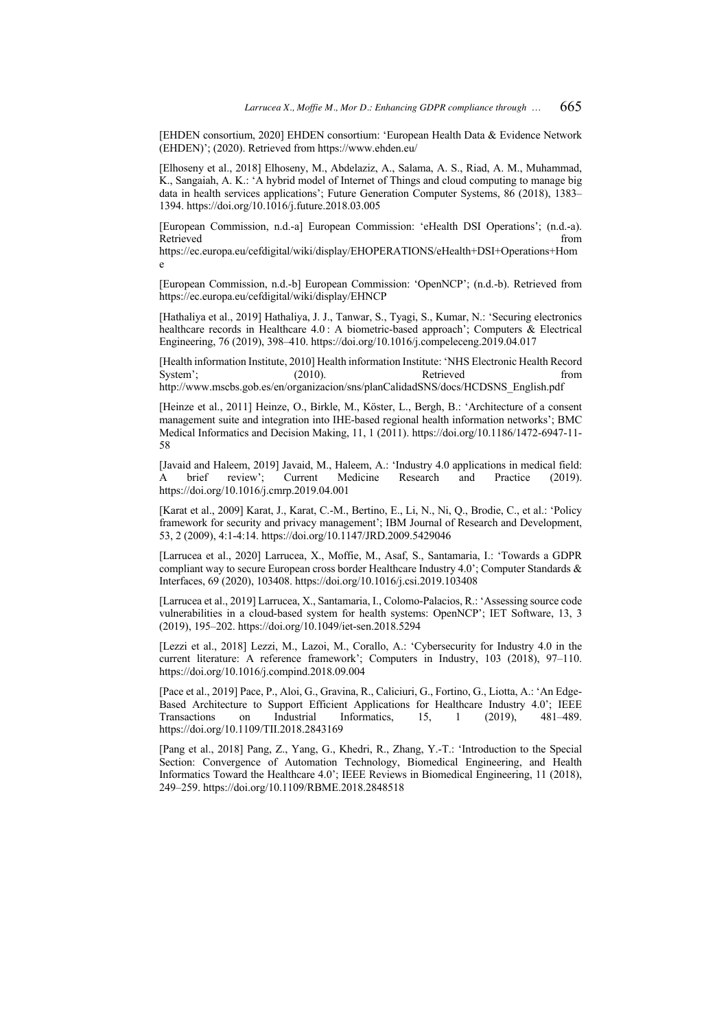[EHDEN consortium, 2020] EHDEN consortium: 'European Health Data & Evidence Network (EHDEN)'; (2020). Retrieved from https://www.ehden.eu/

[Elhoseny et al., 2018] Elhoseny, M., Abdelaziz, A., Salama, A. S., Riad, A. M., Muhammad, K., Sangaiah, A. K.: 'A hybrid model of Internet of Things and cloud computing to manage big data in health services applications'; Future Generation Computer Systems, 86 (2018), 1383–1394. https://doi.org/10.1016/j.future.2018.03.005

[European Commission, n.d.-a] European Commission: 'eHealth DSI Operations'; (n.d.-a). Retrieved from https://ec.europa.eu/cefdigital/wiki/display/EHOPERATIONS/eHealth+DSI+Operations+Home

[European Commission, n.d.-b] European Commission: 'OpenNCP'; (n.d.-b). Retrieved from https://ec.europa.eu/cefdigital/wiki/display/EHNCP

[Hathaliya et al., 2019] Hathaliya, J. J., Tanwar, S., Tyagi, S., Kumar, N.: 'Securing electronics healthcare records in Healthcare 4.0 : A biometric-based approach'; Computers & Electrical Engineering, 76 (2019), 398–410. https://doi.org/10.1016/j.compeleceng.2019.04.017

[Health information Institute, 2010] Health information Institute: 'NHS Electronic Health Record System'; (2010). Retrieved from http://www.mscbs.gob.es/en/organizacion/sns/planCalidadSNS/docs/HCDSNS_English.pdf

[Heinze et al., 2011] Heinze, O., Birkle, M., Köster, L., Bergh, B.: 'Architecture of a consent management suite and integration into IHE-based regional health information networks'; BMC Medical Informatics and Decision Making, 11, 1 (2011). https://doi.org/10.1186/1472-6947-11-58

[Javaid and Haleem, 2019] Javaid, M., Haleem, A.: 'Industry 4.0 applications in medical field: A brief review'; Current Medicine Research and Practice (2019). https://doi.org/10.1016/j.cmrp.2019.04.001

[Karat et al., 2009] Karat, J., Karat, C.-M., Bertino, E., Li, N., Ni, Q., Brodie, C., et al.: 'Policy framework for security and privacy management'; IBM Journal of Research and Development, 53, 2 (2009), 4:1-4:14. https://doi.org/10.1147/JRD.2009.5429046

[Larrucea et al., 2020] Larrucea, X., Moffie, M., Asaf, S., Santamaria, I.: 'Towards a GDPR compliant way to secure European cross border Healthcare Industry 4.0'; Computer Standards & Interfaces, 69 (2020), 103408. https://doi.org/10.1016/j.csi.2019.103408

[Larrucea et al., 2019] Larrucea, X., Santamaria, I., Colomo-Palacios, R.: 'Assessing source code vulnerabilities in a cloud-based system for health systems: OpenNCP'; IET Software, 13, 3 (2019), 195–202. https://doi.org/10.1049/iet-sen.2018.5294

[Lezzi et al., 2018] Lezzi, M., Lazoi, M., Corallo, A.: 'Cybersecurity for Industry 4.0 in the current literature: A reference framework'; Computers in Industry, 103 (2018), 97–110. https://doi.org/10.1016/j.compind.2018.09.004

[Pace et al., 2019] Pace, P., Aloi, G., Gravina, R., Caliciuri, G., Fortino, G., Liotta, A.: 'An Edge-Based Architecture to Support Efficient Applications for Healthcare Industry 4.0'; IEEE Transactions on Industrial Informatics, 15, 1 (2019), 481–489. https://doi.org/10.1109/TII.2018.2843169

[Pang et al., 2018] Pang, Z., Yang, G., Khedri, R., Zhang, Y.-T.: 'Introduction to the Special Section: Convergence of Automation Technology, Biomedical Engineering, and Health Informatics Toward the Healthcare 4.0'; IEEE Reviews in Biomedical Engineering, 11 (2018), 249–259. https://doi.org/10.1109/RBME.2018.2848518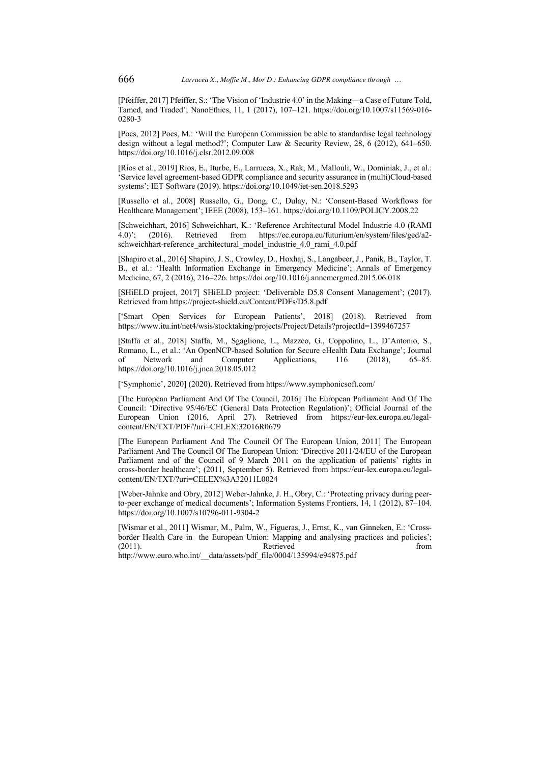[Pfeiffer, 2017] Pfeiffer, S.: 'The Vision of 'Industrie 4.0' in the Making—a Case of Future Told, Tamed, and Traded'; NanoEthics, 11, 1 (2017), 107–121. https://doi.org/10.1007/s11569-016-0280-3

[Pocs, 2012] Pocs, M.: 'Will the European Commission be able to standardise legal technology design without a legal method?'; Computer Law & Security Review, 28, 6 (2012), 641–650. https://doi.org/10.1016/j.clsr.2012.09.008

[Rios et al., 2019] Rios, E., Iturbe, E., Larrucea, X., Rak, M., Mallouli, W., Dominiak, J., et al.: 'Service level agreement-based GDPR compliance and security assurance in (multi)Cloud-based systems'; IET Software (2019). https://doi.org/10.1049/iet-sen.2018.5293

[Russello et al., 2008] Russello, G., Dong, C., Dulay, N.: 'Consent-Based Workflows for Healthcare Management'; IEEE (2008), 153–161. https://doi.org/10.1109/POLICY.2008.22

[Schweichhart, 2016] Schweichhart, K.: 'Reference Architectural Model Industrie 4.0 (RAMI 4.0)'; (2016). Retrieved from https://ec.europa.eu/futurium/en/system/files/ged/a2-schweichhart-reference_architectural_model_industrie_4.0_rami_4.0.pdf

[Shapiro et al., 2016] Shapiro, J. S., Crowley, D., Hoxhaj, S., Langabeer, J., Panik, B., Taylor, T. B., et al.: 'Health Information Exchange in Emergency Medicine'; Annals of Emergency Medicine, 67, 2 (2016), 216–226. https://doi.org/10.1016/j.annemergmed.2015.06.018

[SHiELD project, 2017] SHiELD project: 'Deliverable D5.8 Consent Management'; (2017). Retrieved from https://project-shield.eu/Content/PDFs/D5.8.pdf

['Smart Open Services for European Patients', 2018] (2018). Retrieved from https://www.itu.int/net4/wsis/stocktaking/projects/Project/Details?projectId=1399467257

[Staffa et al., 2018] Staffa, M., Sgaglione, L., Mazzeo, G., Coppolino, L., D'Antonio, S., Romano, L., et al.: 'An OpenNCP-based Solution for Secure eHealth Data Exchange'; Journal of Network and Computer Applications, 116 (2018), 65–85. https://doi.org/10.1016/j.jnca.2018.05.012

['Symphonic', 2020] (2020). Retrieved from https://www.symphonicsoft.com/

[The European Parliament And Of The Council, 2016] The European Parliament And Of The Council: 'Directive 95/46/EC (General Data Protection Regulation)'; Official Journal of the European Union (2016, April 27). Retrieved from https://eur-lex.europa.eu/legal-content/EN/TXT/PDF/?uri=CELEX:32016R0679

[The European Parliament And The Council Of The European Union, 2011] The European Parliament And The Council Of The European Union: 'Directive 2011/24/EU of the European Parliament and of the Council of 9 March 2011 on the application of patients' rights in cross-border healthcare'; (2011, September 5). Retrieved from https://eur-lex.europa.eu/legal-content/EN/TXT/?uri=CELEX%3A32011L0024

[Weber-Jahnke and Obry, 2012] Weber-Jahnke, J. H., Obry, C.: 'Protecting privacy during peer-to-peer exchange of medical documents'; Information Systems Frontiers, 14, 1 (2012), 87–104. https://doi.org/10.1007/s10796-011-9304-2

[Wismar et al., 2011] Wismar, M., Palm, W., Figueras, J., Ernst, K., van Ginneken, E.: 'Cross-border Health Care in the European Union: Mapping and analysing practices and policies'; (2011). Retrieved from http://www.euro.who.int/__data/assets/pdf_file/0004/135994/e94875.pdf